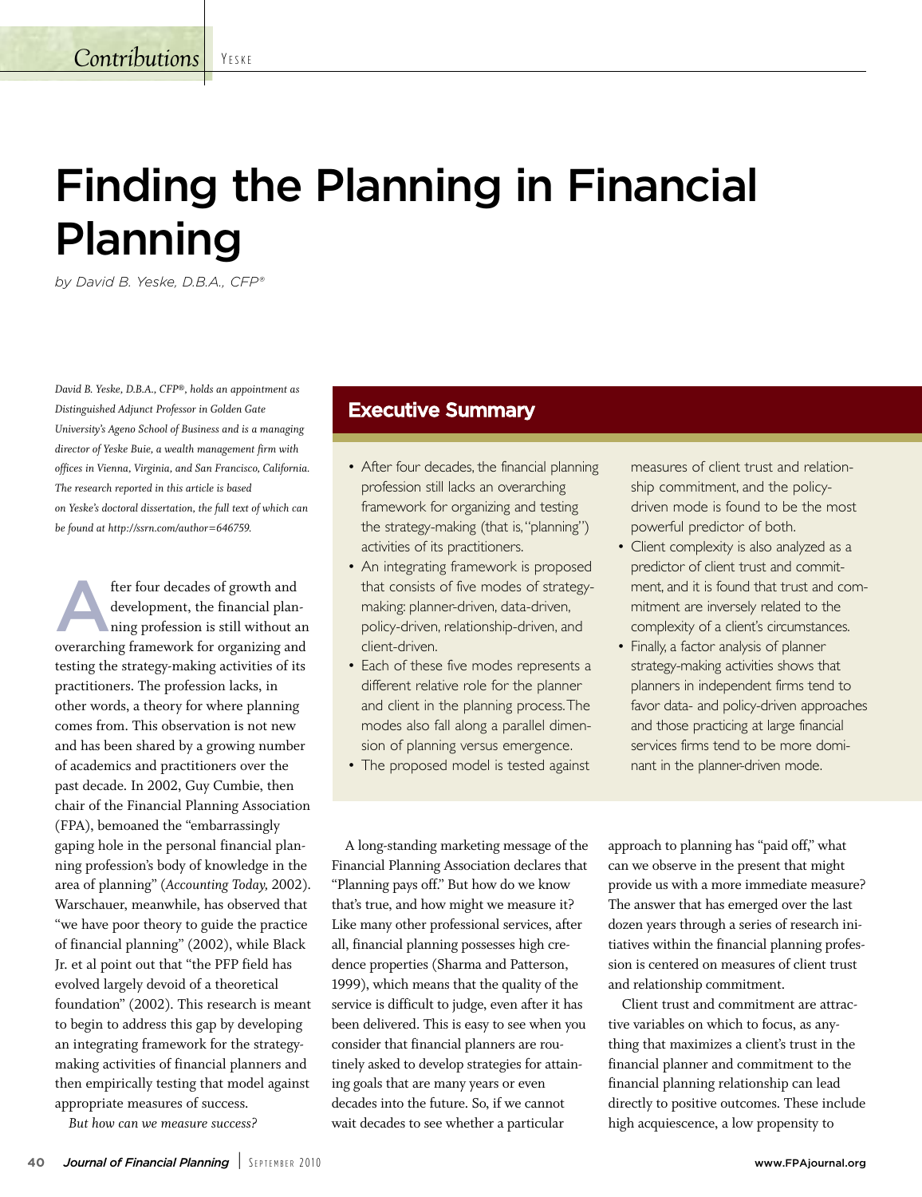# Finding the Planning in Financial Planning

*by David B. Yeske, D.B.A., CFP®*

*David B. Yeske, D.B.A., CFP®, holds an appointment as Distinguished Adjunct Professor in Golden Gate University's Ageno School of Business and is a managing director of Yeske Buie, a wealth management firm with offices in Vienna, Virginia, and San Francisco, California. The research reported in this article is based on Yeske's doctoral dissertation, the full text of which can be found at http://ssrn.com/author=646759.*

## Executive Summary

- After four decades, the financial planning profession still lacks an overarching framework for organizing and testing the strategy-making (that is, "planning") activities of its practitioners.
- An integrating framework is proposed that consists of five modes of strategy-making: planner-driven, data-driven, policy-driven, relationship-driven, and client-driven.
- Each of these five modes represents a different relative role for the planner and client in the planning process. The modes also fall along a parallel dimension of planning versus emergence.
- The proposed model is tested against measures of client trust and relationship commitment, and the policy-driven mode is found to be the most powerful predictor of both.
- Client complexity is also analyzed as a predictor of client trust and commitment, and it is found that trust and commitment are inversely related to the complexity of a client's circumstances.
- Finally, a factor analysis of planner strategy-making activities shows that planners in independent firms tend to favor data- and policy-driven approaches and those practicing at large financial services firms tend to be more dominant in the planner-driven mode.

After four decades of growth and development, the financial planning profession is still without an overarching framework for organizing and testing the strategy-making activities of its practitioners. The profession lacks, in other words, a theory for where planning comes from. This observation is not new and has been shared by a growing number of academics and practitioners over the past decade. In 2002, Guy Cumbie, then chair of the Financial Planning Association (FPA), bemoaned the "embarrassingly gaping hole in the personal financial planning profession's body of knowledge in the area of planning" (*Accounting Today,* 2002). Warschauer, meanwhile, has observed that "we have poor theory to guide the practice of financial planning" (2002), while Black Jr. et al point out that "the PFP field has evolved largely devoid of a theoretical foundation" (2002). This research is meant to begin to address this gap by developing an integrating framework for the strategy-making activities of financial planners and then empirically testing that model against appropriate measures of success.

*But how can we measure success?*

A long-standing marketing message of the Financial Planning Association declares that "Planning pays off." But how do we know that's true, and how might we measure it? Like many other professional services, after all, financial planning possesses high credence properties (Sharma and Patterson, 1999), which means that the quality of the service is difficult to judge, even after it has been delivered. This is easy to see when you consider that financial planners are routinely asked to develop strategies for attaining goals that are many years or even decades into the future. So, if we cannot wait decades to see whether a particular approach to planning has "paid off," what can we observe in the present that might provide us with a more immediate measure? The answer that has emerged over the last dozen years through a series of research initiatives within the financial planning profession is centered on measures of client trust and relationship commitment.

Client trust and commitment are attractive variables on which to focus, as anything that maximizes a client's trust in the financial planner and commitment to the financial planning relationship can lead directly to positive outcomes. These include high acquiescence, a low propensity to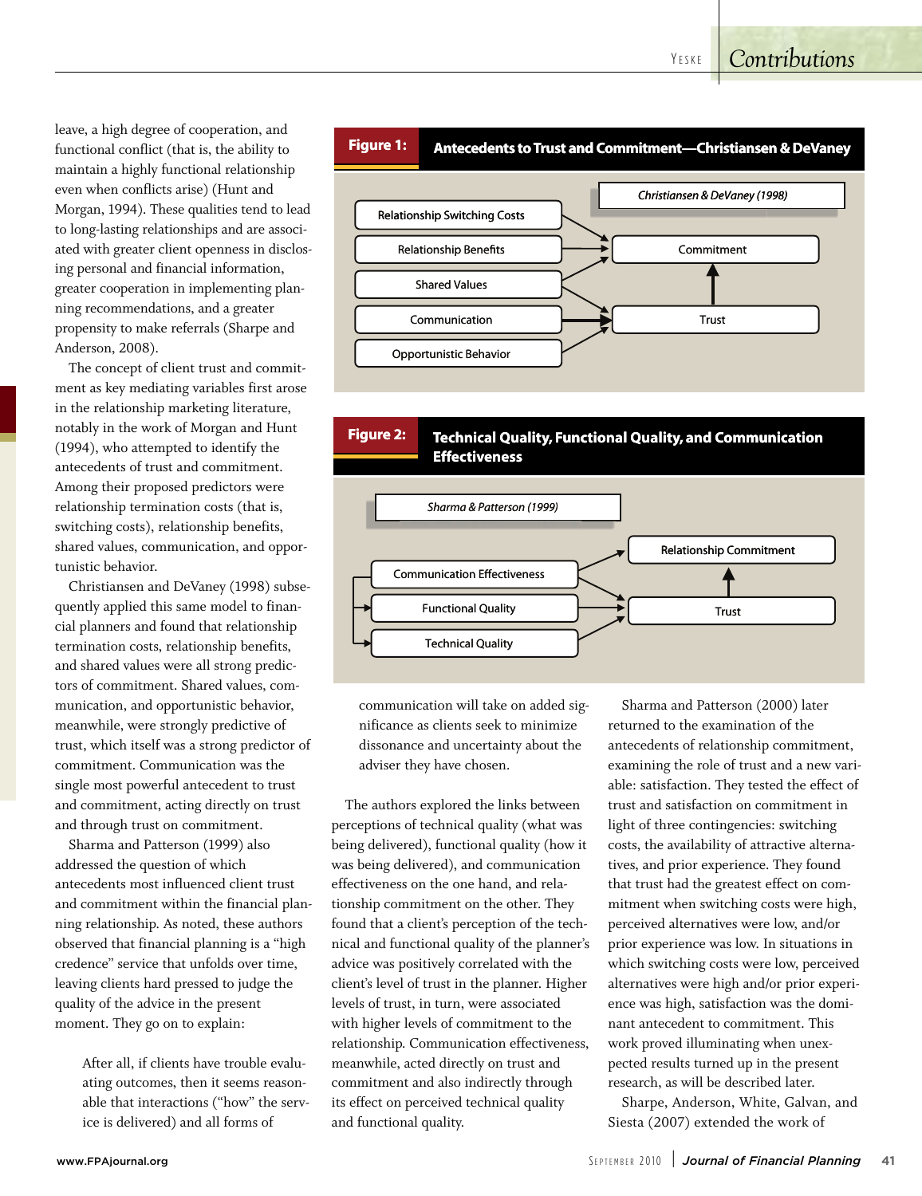leave, a high degree of cooperation, and functional conflict (that is, the ability to maintain a highly functional relationship even when conflicts arise) (Hunt and Morgan, 1994). These qualities tend to lead to long-lasting relationships and are associated with greater client openness in disclosing personal and financial information, greater cooperation in implementing planning recommendations, and a greater propensity to make referrals (Sharpe and Anderson, 2008).

The concept of client trust and commitment as key mediating variables first arose in the relationship marketing literature, notably in the work of Morgan and Hunt (1994), who attempted to identify the antecedents of trust and commitment. Among their proposed predictors were relationship termination costs (that is, switching costs), relationship benefits, shared values, communication, and opportunistic behavior.

Christiansen and DeVaney (1998) subsequently applied this same model to financial planners and found that relationship termination costs, relationship benefits, and shared values were all strong predictors of commitment. Shared values, communication, and opportunistic behavior, meanwhile, were strongly predictive of trust, which itself was a strong predictor of commitment. Communication was the single most powerful antecedent to trust and commitment, acting directly on trust and through trust on commitment.

Sharma and Patterson (1999) also addressed the question of which antecedents most influenced client trust and commitment within the financial planning relationship. As noted, these authors observed that financial planning is a "high credence" service that unfolds over time, leaving clients hard pressed to judge the quality of the advice in the present moment. They go on to explain:

> After all, if clients have trouble evaluating outcomes, then it seems reasonable that interactions ("how" the service is delivered) and all forms of communication will take on added significance as clients seek to minimize dissonance and uncertainty about the adviser they have chosen.

**Figure 1: Antecedents to Trust and Commitment—Christiansen & DeVaney**

*Christiansen & DeVaney (1998)*

- Relationship Switching Costs → Commitment
- Relationship Benefits → Commitment
- Shared Values → Commitment; Shared Values → Trust
- Communication → Trust
- Opportunistic Behavior → Trust
- Trust → Commitment

**Figure 2: Technical Quality, Functional Quality, and Communication Effectiveness**

*Sharma & Patterson (1999)*

- Communication Effectiveness → Relationship Commitment; Communication Effectiveness → Trust
- Communication Effectiveness → Functional Quality; Communication Effectiveness → Technical Quality
- Functional Quality → Trust
- Technical Quality → Trust
- Trust → Relationship Commitment

The authors explored the links between perceptions of technical quality (what was being delivered), functional quality (how it was being delivered), and communication effectiveness on the one hand, and relationship commitment on the other. They found that a client's perception of the technical and functional quality of the planner's advice was positively correlated with the client's level of trust in the planner. Higher levels of trust, in turn, were associated with higher levels of commitment to the relationship. Communication effectiveness, meanwhile, acted directly on trust and commitment and also indirectly through its effect on perceived technical quality and functional quality.

Sharma and Patterson (2000) later returned to the examination of the antecedents of relationship commitment, examining the role of trust and a new variable: satisfaction. They tested the effect of trust and satisfaction on commitment in light of three contingencies: switching costs, the availability of attractive alternatives, and prior experience. They found that trust had the greatest effect on commitment when switching costs were high, perceived alternatives were low, and/or prior experience was low. In situations in which switching costs were low, perceived alternatives were high and/or prior experience was high, satisfaction was the dominant antecedent to commitment. This work proved illuminating when unexpected results turned up in the present research, as will be described later.

Sharpe, Anderson, White, Galvan, and Siesta (2007) extended the work of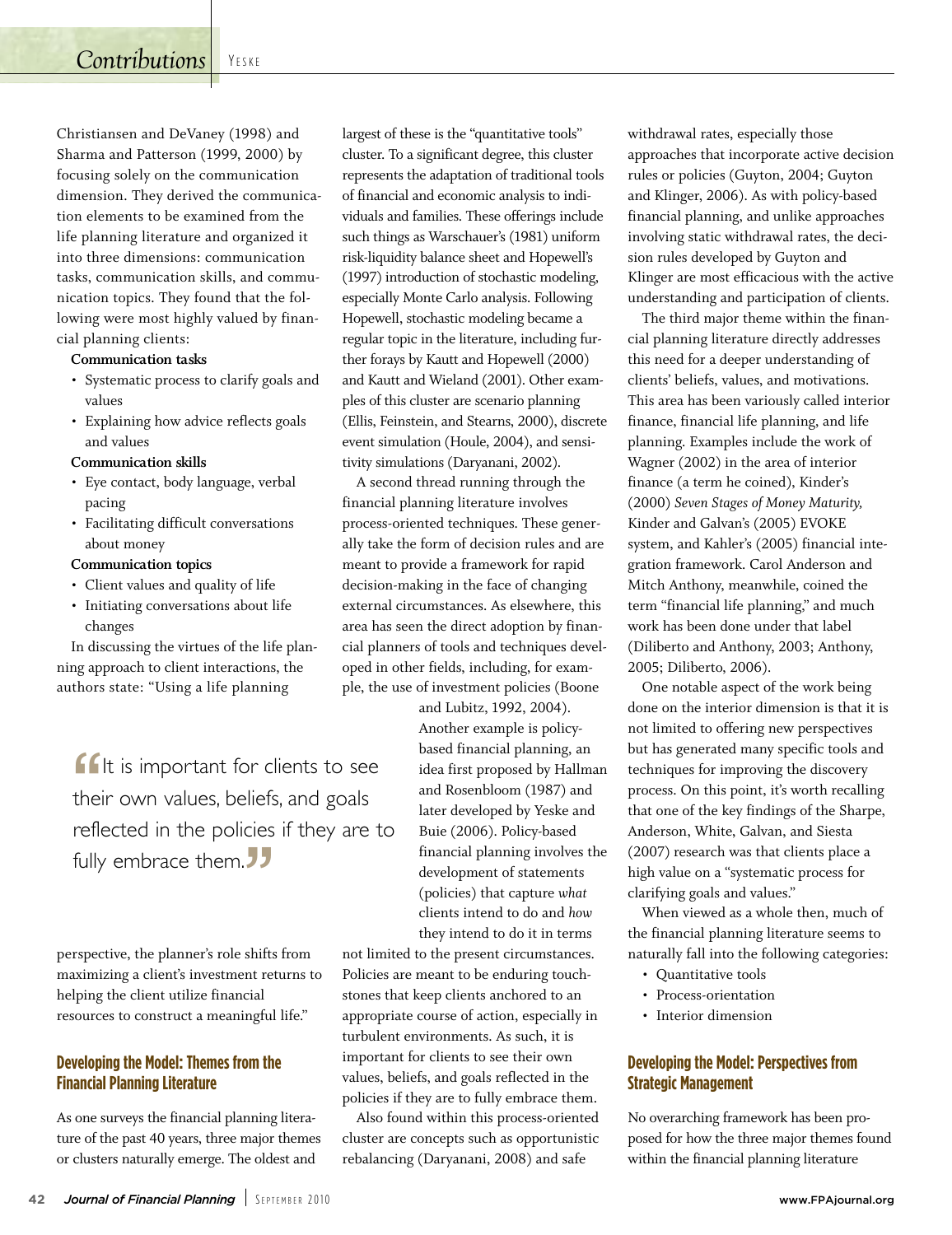Christiansen and DeVaney (1998) and Sharma and Patterson (1999, 2000) by focusing solely on the communication dimension. They derived the communication elements to be examined from the life planning literature and organized it into three dimensions: communication tasks, communication skills, and communication topics. They found that the following were most highly valued by financial planning clients:

**Communication tasks**

- Systematic process to clarify goals and values
- Explaining how advice reflects goals and values

**Communication skills**

- Eye contact, body language, verbal pacing
- Facilitating difficult conversations about money

**Communication topics**

- Client values and quality of life
- Initiating conversations about life changes

In discussing the virtues of the life planning approach to client interactions, the authors state: "Using a life planning perspective, the planner's role shifts from maximizing a client's investment returns to helping the client utilize financial resources to construct a meaningful life."

> "It is important for clients to see their own values, beliefs, and goals reflected in the policies if they are to fully embrace them."

## Developing the Model: Themes from the Financial Planning Literature

As one surveys the financial planning literature of the past 40 years, three major themes or clusters naturally emerge. The oldest and largest of these is the "quantitative tools" cluster. To a significant degree, this cluster represents the adaptation of traditional tools of financial and economic analysis to individuals and families. These offerings include such things as Warschauer's (1981) uniform risk-liquidity balance sheet and Hopewell's (1997) introduction of stochastic modeling, especially Monte Carlo analysis. Following Hopewell, stochastic modeling became a regular topic in the literature, including further forays by Kautt and Hopewell (2000) and Kautt and Wieland (2001). Other examples of this cluster are scenario planning (Ellis, Feinstein, and Stearns, 2000), discrete event simulation (Houle, 2004), and sensitivity simulations (Daryanani, 2002).

A second thread running through the financial planning literature involves process-oriented techniques. These generally take the form of decision rules and are meant to provide a framework for rapid decision-making in the face of changing external circumstances. As elsewhere, this area has seen the direct adoption by financial planners of tools and techniques developed in other fields, including, for example, the use of investment policies (Boone and Lubitz, 1992, 2004). Another example is policy-based financial planning, an idea first proposed by Hallman and Rosenbloom (1987) and later developed by Yeske and Buie (2006). Policy-based financial planning involves the development of statements (policies) that capture *what* clients intend to do and *how* they intend to do it in terms not limited to the present circumstances. Policies are meant to be enduring touchstones that keep clients anchored to an appropriate course of action, especially in turbulent environments. As such, it is important for clients to see their own values, beliefs, and goals reflected in the policies if they are to fully embrace them.

Also found within this process-oriented cluster are concepts such as opportunistic rebalancing (Daryanani, 2008) and safe withdrawal rates, especially those approaches that incorporate active decision rules or policies (Guyton, 2004; Guyton and Klinger, 2006). As with policy-based financial planning, and unlike approaches involving static withdrawal rates, the decision rules developed by Guyton and Klinger are most efficacious with the active understanding and participation of clients.

The third major theme within the financial planning literature directly addresses this need for a deeper understanding of clients' beliefs, values, and motivations. This area has been variously called interior finance, financial life planning, and life planning. Examples include the work of Wagner (2002) in the area of interior finance (a term he coined), Kinder's (2000) *Seven Stages of Money Maturity*, Kinder and Galvan's (2005) EVOKE system, and Kahler's (2005) financial integration framework. Carol Anderson and Mitch Anthony, meanwhile, coined the term "financial life planning," and much work has been done under that label (Diliberto and Anthony, 2003; Anthony, 2005; Diliberto, 2006).

One notable aspect of the work being done on the interior dimension is that it is not limited to offering new perspectives but has generated many specific tools and techniques for improving the discovery process. On this point, it's worth recalling that one of the key findings of the Sharpe, Anderson, White, Galvan, and Siesta (2007) research was that clients place a high value on a "systematic process for clarifying goals and values."

When viewed as a whole then, much of the financial planning literature seems to naturally fall into the following categories:

- Quantitative tools
- Process-orientation
- Interior dimension

## Developing the Model: Perspectives from Strategic Management

No overarching framework has been proposed for how the three major themes found within the financial planning literature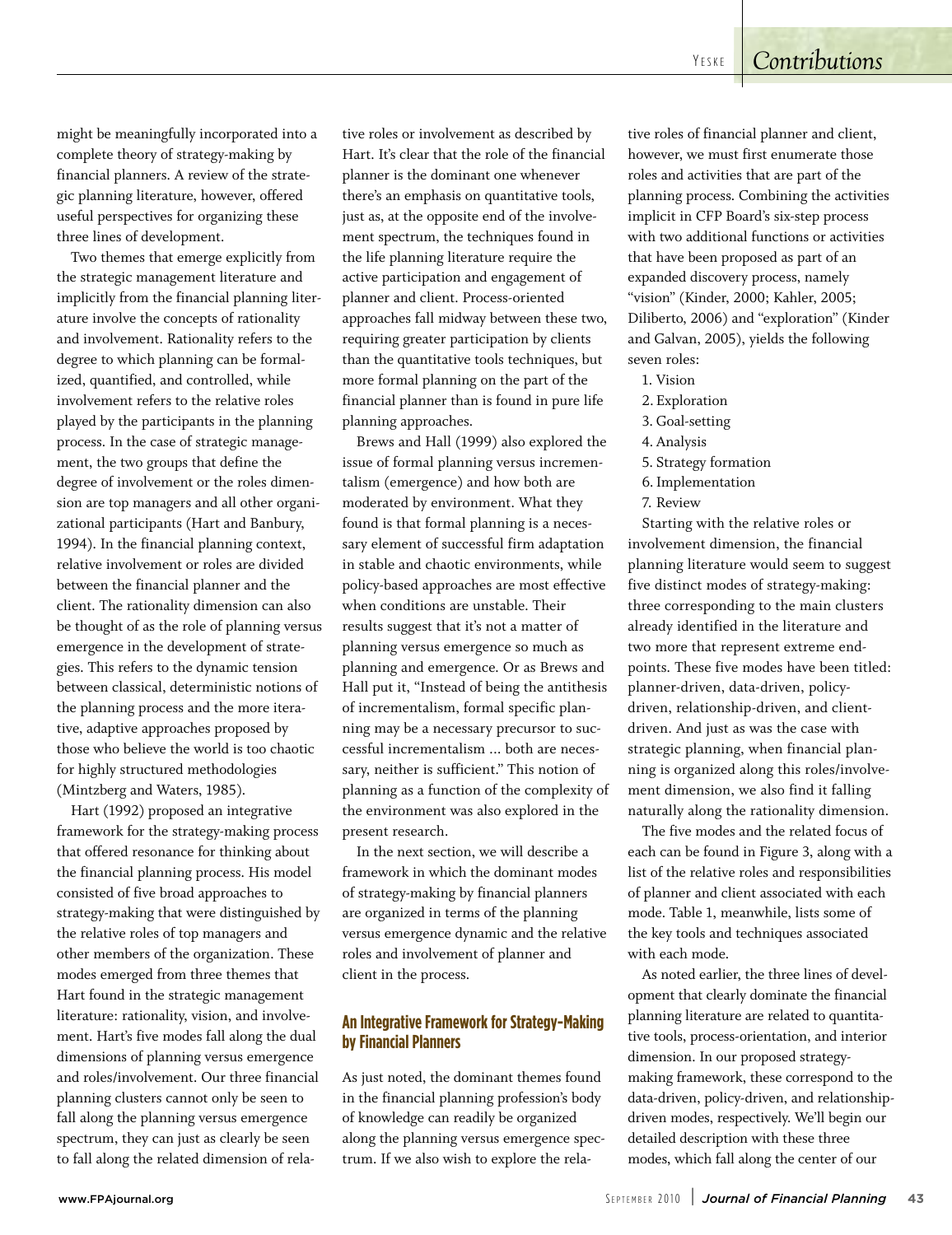might be meaningfully incorporated into a complete theory of strategy-making by financial planners. A review of the strategic planning literature, however, offered useful perspectives for organizing these three lines of development.

Two themes that emerge explicitly from the strategic management literature and implicitly from the financial planning literature involve the concepts of rationality and involvement. Rationality refers to the degree to which planning can be formalized, quantified, and controlled, while involvement refers to the relative roles played by the participants in the planning process. In the case of strategic management, the two groups that define the degree of involvement or the roles dimension are top managers and all other organizational participants (Hart and Banbury, 1994). In the financial planning context, relative involvement or roles are divided between the financial planner and the client. The rationality dimension can also be thought of as the role of planning versus emergence in the development of strategies. This refers to the dynamic tension between classical, deterministic notions of the planning process and the more iterative, adaptive approaches proposed by those who believe the world is too chaotic for highly structured methodologies (Mintzberg and Waters, 1985).

Hart (1992) proposed an integrative framework for the strategy-making process that offered resonance for thinking about the financial planning process. His model consisted of five broad approaches to strategy-making that were distinguished by the relative roles of top managers and other members of the organization. These modes emerged from three themes that Hart found in the strategic management literature: rationality, vision, and involvement. Hart's five modes fall along the dual dimensions of planning versus emergence and roles/involvement. Our three financial planning clusters cannot only be seen to fall along the planning versus emergence spectrum, they can just as clearly be seen to fall along the related dimension of relative roles or involvement as described by Hart. It's clear that the role of the financial planner is the dominant one whenever there's an emphasis on quantitative tools, just as, at the opposite end of the involvement spectrum, the techniques found in the life planning literature require the active participation and engagement of planner and client. Process-oriented approaches fall midway between these two, requiring greater participation by clients than the quantitative tools techniques, but more formal planning on the part of the financial planner than is found in pure life planning approaches.

Brews and Hall (1999) also explored the issue of formal planning versus incrementalism (emergence) and how both are moderated by environment. What they found is that formal planning is a necessary element of successful firm adaptation in stable and chaotic environments, while policy-based approaches are most effective when conditions are unstable. Their results suggest that it's not a matter of planning versus emergence so much as planning and emergence. Or as Brews and Hall put it, "Instead of being the antithesis of incrementalism, formal specific planning may be a necessary precursor to successful incrementalism ... both are necessary, neither is sufficient." This notion of planning as a function of the complexity of the environment was also explored in the present research.

In the next section, we will describe a framework in which the dominant modes of strategy-making by financial planners are organized in terms of the planning versus emergence dynamic and the relative roles and involvement of planner and client in the process.

## An Integrative Framework for Strategy-Making by Financial Planners

As just noted, the dominant themes found in the financial planning profession's body of knowledge can readily be organized along the planning versus emergence spectrum. If we also wish to explore the relative roles of financial planner and client, however, we must first enumerate those roles and activities that are part of the planning process. Combining the activities implicit in CFP Board's six-step process with two additional functions or activities that have been proposed as part of an expanded discovery process, namely "vision" (Kinder, 2000; Kahler, 2005; Diliberto, 2006) and "exploration" (Kinder and Galvan, 2005), yields the following seven roles:

1. Vision
2. Exploration
3. Goal-setting
4. Analysis
5. Strategy formation
6. Implementation
7. Review

Starting with the relative roles or involvement dimension, the financial planning literature would seem to suggest five distinct modes of strategy-making: three corresponding to the main clusters already identified in the literature and two more that represent extreme endpoints. These five modes have been titled: planner-driven, data-driven, policy-driven, relationship-driven, and client-driven. And just as was the case with strategic planning, when financial planning is organized along this roles/involvement dimension, we also find it falling naturally along the rationality dimension.

The five modes and the related focus of each can be found in Figure 3, along with a list of the relative roles and responsibilities of planner and client associated with each mode. Table 1, meanwhile, lists some of the key tools and techniques associated with each mode.

As noted earlier, the three lines of development that clearly dominate the financial planning literature are related to quantitative tools, process-orientation, and interior dimension. In our proposed strategy-making framework, these correspond to the data-driven, policy-driven, and relationship-driven modes, respectively. We'll begin our detailed description with these three modes, which fall along the center of our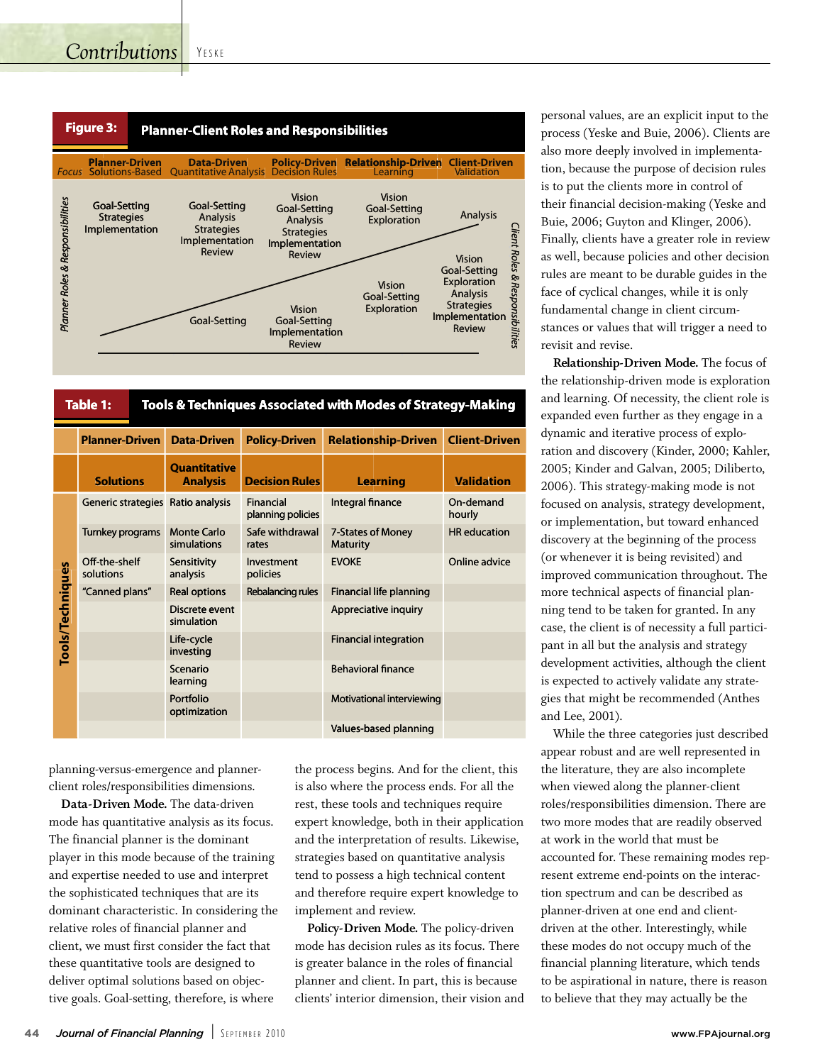**Figure 3: Planner-Client Roles and Responsibilities**

| Focus | Planner-Driven Solutions-Based | Data-Driven Quantitative Analysis | Policy-Driven Decision Rules | Relationship-Driven Learning | Client-Driven Validation |
|---|---|---|---|---|---|
| Planner Roles & Responsibilities | Goal-Setting, Strategies, Implementation | Goal-Setting, Analysis, Strategies, Implementation, Review | Vision, Goal-Setting, Analysis, Strategies, Implementation, Review | Vision, Goal-Setting, Exploration | Analysis |
| Client Roles & Responsibilities | | Goal-Setting | Vision, Goal-Setting, Implementation, Review | Vision, Goal-Setting, Exploration | Vision, Goal-Setting, Exploration, Analysis, Strategies, Implementation, Review |

**Table 1: Tools & Techniques Associated with Modes of Strategy-Making**

| | Planner-Driven | Data-Driven | Policy-Driven | Relationship-Driven | Client-Driven |
|---|---|---|---|---|---|
| | **Solutions** | **Quantitative Analysis** | **Decision Rules** | **Learning** | **Validation** |
| Tools/Techniques | Generic strategies | Ratio analysis | Financial planning policies | Integral finance | On-demand hourly |
| | Turnkey programs | Monte Carlo simulations | Safe withdrawal rates | 7-States of Money Maturity | HR education |
| | Off-the-shelf solutions | Sensitivity analysis | Investment policies | EVOKE | Online advice |
| | "Canned plans" | Real options | Rebalancing rules | Financial life planning | |
| | | Discrete event simulation | | Appreciative inquiry | |
| | | Life-cycle investing | | Financial integration | |
| | | Scenario learning | | Behavioral finance | |
| | | Portfolio optimization | | Motivational interviewing | |
| | | | | Values-based planning | |

planning-versus-emergence and planner-client roles/responsibilities dimensions.

**Data-Driven Mode.** The data-driven mode has quantitative analysis as its focus. The financial planner is the dominant player in this mode because of the training and expertise needed to use and interpret the sophisticated techniques that are its dominant characteristic. In considering the relative roles of financial planner and client, we must first consider the fact that these quantitative tools are designed to deliver optimal solutions based on objective goals. Goal-setting, therefore, is where the process begins. And for the client, this is also where the process ends. For all the rest, these tools and techniques require expert knowledge, both in their application and the interpretation of results. Likewise, strategies based on quantitative analysis tend to possess a high technical content and therefore require expert knowledge to implement and review.

**Policy-Driven Mode.** The policy-driven mode has decision rules as its focus. There is greater balance in the roles of financial planner and client. In part, this is because clients' interior dimension, their vision and personal values, are an explicit input to the process (Yeske and Buie, 2006). Clients are also more deeply involved in implementation, because the purpose of decision rules is to put the clients more in control of their financial decision-making (Yeske and Buie, 2006; Guyton and Klinger, 2006). Finally, clients have a greater role in review as well, because policies and other decision rules are meant to be durable guides in the face of cyclical changes, while it is only fundamental change in client circumstances or values that will trigger a need to revisit and revise.

**Relationship-Driven Mode.** The focus of the relationship-driven mode is exploration and learning. Of necessity, the client role is expanded even further as they engage in a dynamic and iterative process of exploration and discovery (Kinder, 2000; Kahler, 2005; Kinder and Galvan, 2005; Diliberto, 2006). This strategy-making mode is not focused on analysis, strategy development, or implementation, but toward enhanced discovery at the beginning of the process (or whenever it is being revisited) and improved communication throughout. The more technical aspects of financial planning tend to be taken for granted. In any case, the client is of necessity a full participant in all but the analysis and strategy development activities, although the client is expected to actively validate any strategies that might be recommended (Anthes and Lee, 2001).

While the three categories just described appear robust and are well represented in the literature, they are also incomplete when viewed along the planner-client roles/responsibilities dimension. There are two more modes that are readily observed at work in the world that must be accounted for. These remaining modes represent extreme end-points on the interaction spectrum and can be described as planner-driven at one end and client-driven at the other. Interestingly, while these modes do not occupy much of the financial planning literature, which tends to be aspirational in nature, there is reason to believe that they may actually be the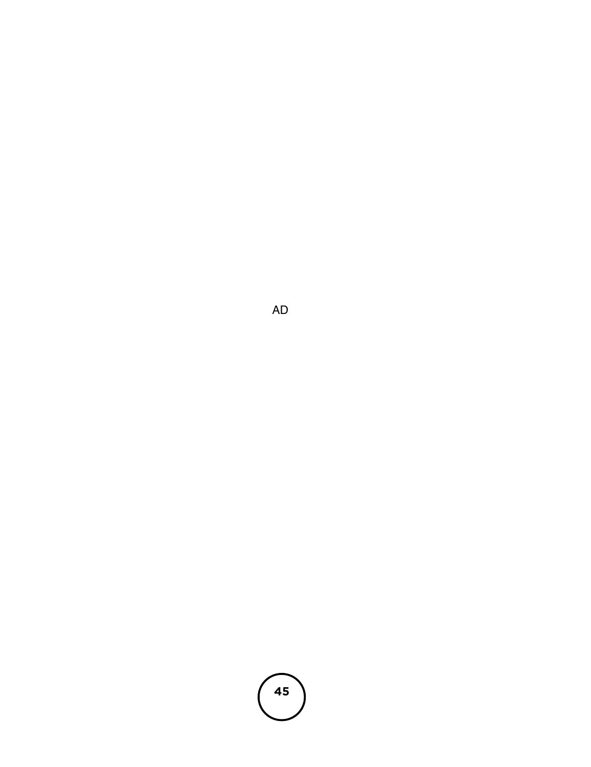AD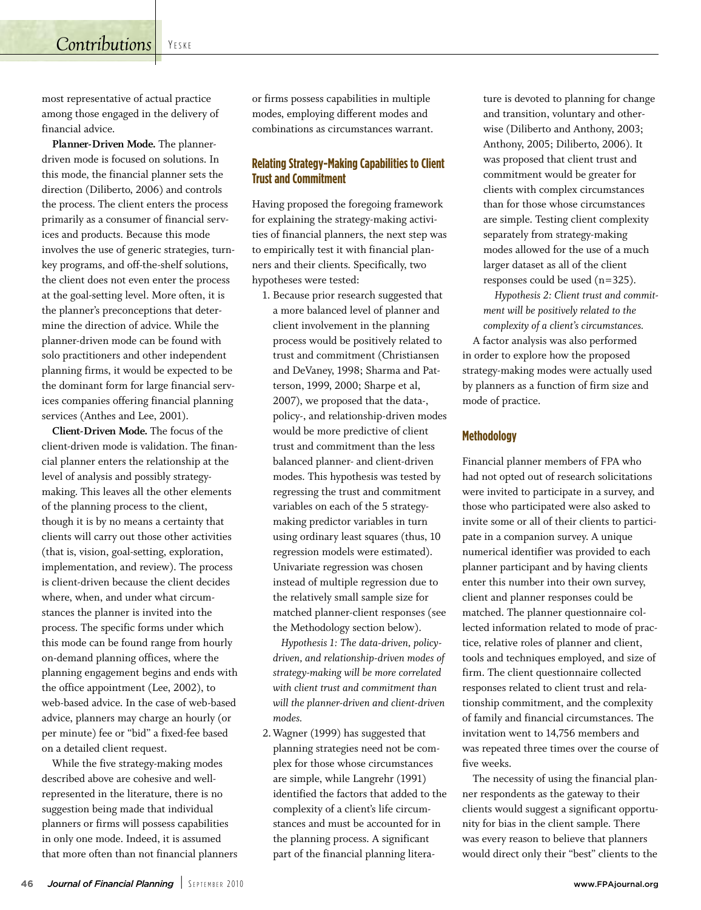most representative of actual practice among those engaged in the delivery of financial advice.

**Planner-Driven Mode.** The planner-driven mode is focused on solutions. In this mode, the financial planner sets the direction (Diliberto, 2006) and controls the process. The client enters the process primarily as a consumer of financial services and products. Because this mode involves the use of generic strategies, turnkey programs, and off-the-shelf solutions, the client does not even enter the process at the goal-setting level. More often, it is the planner's preconceptions that determine the direction of advice. While the planner-driven mode can be found with solo practitioners and other independent planning firms, it would be expected to be the dominant form for large financial services companies offering financial planning services (Anthes and Lee, 2001).

**Client-Driven Mode.** The focus of the client-driven mode is validation. The financial planner enters the relationship at the level of analysis and possibly strategy-making. This leaves all the other elements of the planning process to the client, though it is by no means a certainty that clients will carry out those other activities (that is, vision, goal-setting, exploration, implementation, and review). The process is client-driven because the client decides where, when, and under what circumstances the planner is invited into the process. The specific forms under which this mode can be found range from hourly on-demand planning offices, where the planning engagement begins and ends with the office appointment (Lee, 2002), to web-based advice. In the case of web-based advice, planners may charge an hourly (or per minute) fee or "bid" a fixed-fee based on a detailed client request.

While the five strategy-making modes described above are cohesive and well-represented in the literature, there is no suggestion being made that individual planners or firms will possess capabilities in only one mode. Indeed, it is assumed that more often than not financial planners or firms possess capabilities in multiple modes, employing different modes and combinations as circumstances warrant.

## Relating Strategy-Making Capabilities to Client Trust and Commitment

Having proposed the foregoing framework for explaining the strategy-making activities of financial planners, the next step was to empirically test it with financial planners and their clients. Specifically, two hypotheses were tested:

1. Because prior research suggested that a more balanced level of planner and client involvement in the planning process would be positively related to trust and commitment (Christiansen and DeVaney, 1998; Sharma and Patterson, 1999, 2000; Sharpe et al, 2007), we proposed that the data-, policy-, and relationship-driven modes would be more predictive of client trust and commitment than the less balanced planner- and client-driven modes. This hypothesis was tested by regressing the trust and commitment variables on each of the 5 strategy-making predictor variables in turn using ordinary least squares (thus, 10 regression models were estimated). Univariate regression was chosen instead of multiple regression due to the relatively small sample size for matched planner-client responses (see the Methodology section below).

   *Hypothesis 1: The data-driven, policy-driven, and relationship-driven modes of strategy-making will be more correlated with client trust and commitment than will the planner-driven and client-driven modes.*

2. Wagner (1999) has suggested that planning strategies need not be complex for those whose circumstances are simple, while Langrehr (1991) identified the factors that added to the complexity of a client's life circumstances and must be accounted for in the planning process. A significant part of the financial planning literature is devoted to planning for change and transition, voluntary and otherwise (Diliberto and Anthony, 2003; Anthony, 2005; Diliberto, 2006). It was proposed that client trust and commitment would be greater for clients with complex circumstances than for those whose circumstances are simple. Testing client complexity separately from strategy-making modes allowed for the use of a much larger dataset as all of the client responses could be used (n=325).

   *Hypothesis 2: Client trust and commitment will be positively related to the complexity of a client's circumstances.*

A factor analysis was also performed in order to explore how the proposed strategy-making modes were actually used by planners as a function of firm size and mode of practice.

## Methodology

Financial planner members of FPA who had not opted out of research solicitations were invited to participate in a survey, and those who participated were also asked to invite some or all of their clients to participate in a companion survey. A unique numerical identifier was provided to each planner participant and by having clients enter this number into their own survey, client and planner responses could be matched. The planner questionnaire collected information related to mode of practice, relative roles of planner and client, tools and techniques employed, and size of firm. The client questionnaire collected responses related to client trust and relationship commitment, and the complexity of family and financial circumstances. The invitation went to 14,756 members and was repeated three times over the course of five weeks.

The necessity of using the financial planner respondents as the gateway to their clients would suggest a significant opportunity for bias in the client sample. There was every reason to believe that planners would direct only their "best" clients to the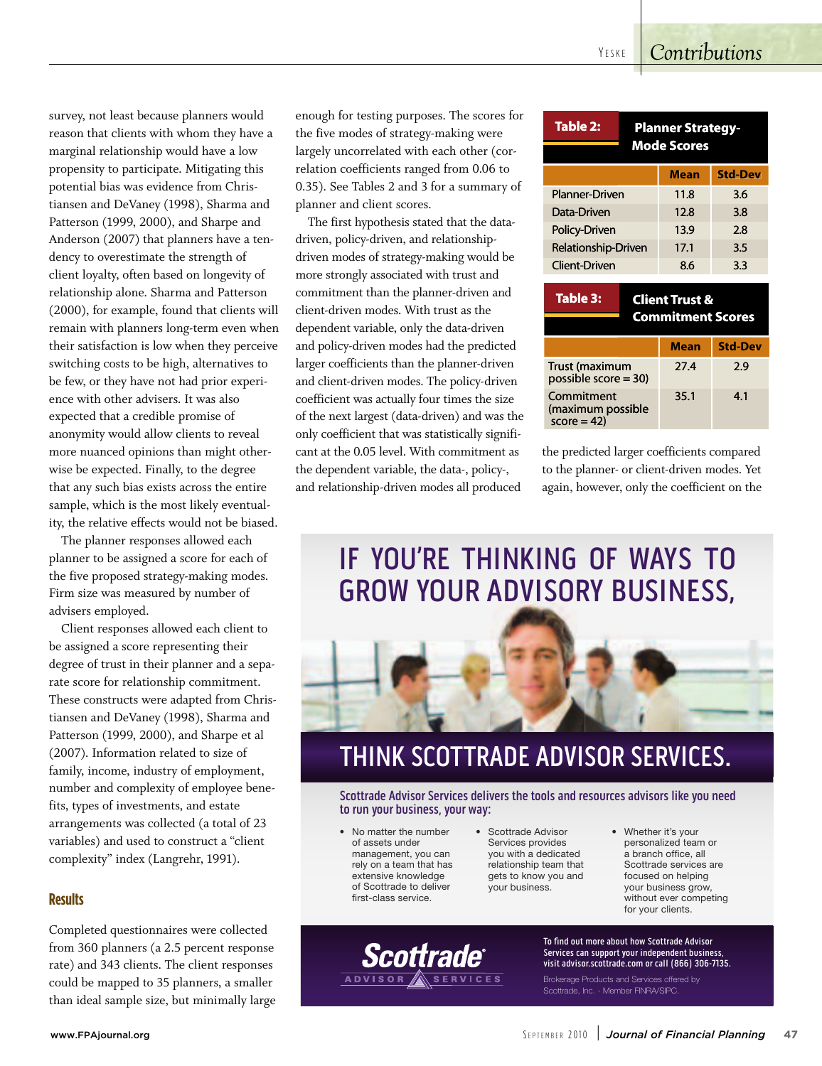survey, not least because planners would reason that clients with whom they have a marginal relationship would have a low propensity to participate. Mitigating this potential bias was evidence from Christiansen and DeVaney (1998), Sharma and Patterson (1999, 2000), and Sharpe and Anderson (2007) that planners have a tendency to overestimate the strength of client loyalty, often based on longevity of relationship alone. Sharma and Patterson (2000), for example, found that clients will remain with planners long-term even when their satisfaction is low when they perceive switching costs to be high, alternatives to be few, or they have not had prior experience with other advisers. It was also expected that a credible promise of anonymity would allow clients to reveal more nuanced opinions than might otherwise be expected. Finally, to the degree that any such bias exists across the entire sample, which is the most likely eventuality, the relative effects would not be biased.

The planner responses allowed each planner to be assigned a score for each of the five proposed strategy-making modes. Firm size was measured by number of advisers employed.

Client responses allowed each client to be assigned a score representing their degree of trust in their planner and a separate score for relationship commitment. These constructs were adapted from Christiansen and DeVaney (1998), Sharma and Patterson (1999, 2000), and Sharpe et al (2007). Information related to size of family, income, industry of employment, number and complexity of employee benefits, types of investments, and estate arrangements was collected (a total of 23 variables) and used to construct a "client complexity" index (Langrehr, 1991).

## Results

Completed questionnaires were collected from 360 planners (a 2.5 percent response rate) and 343 clients. The client responses could be mapped to 35 planners, a smaller than ideal sample size, but minimally large enough for testing purposes. The scores for the five modes of strategy-making were largely uncorrelated with each other (correlation coefficients ranged from 0.06 to 0.35). See Tables 2 and 3 for a summary of planner and client scores.

The first hypothesis stated that the data-driven, policy-driven, and relationship-driven modes of strategy-making would be more strongly associated with trust and commitment than the planner-driven and client-driven modes. With trust as the dependent variable, only the data-driven and policy-driven modes had the predicted larger coefficients than the planner-driven and client-driven modes. The policy-driven coefficient was actually four times the size of the next largest (data-driven) and was the only coefficient that was statistically significant at the 0.05 level. With commitment as the dependent variable, the data-, policy-, and relationship-driven modes all produced the predicted larger coefficients compared to the planner- or client-driven modes. Yet again, however, only the coefficient on the

**Table 2: Planner Strategy-Mode Scores**

| | Mean | Std-Dev |
|---|---|---|
| Planner-Driven | 11.8 | 3.6 |
| Data-Driven | 12.8 | 3.8 |
| Policy-Driven | 13.9 | 2.8 |
| Relationship-Driven | 17.1 | 3.5 |
| Client-Driven | 8.6 | 3.3 |

**Table 3: Client Trust & Commitment Scores**

| | Mean | Std-Dev |
|---|---|---|
| Trust (maximum possible score = 30) | 27.4 | 2.9 |
| Commitment (maximum possible score = 42) | 35.1 | 4.1 |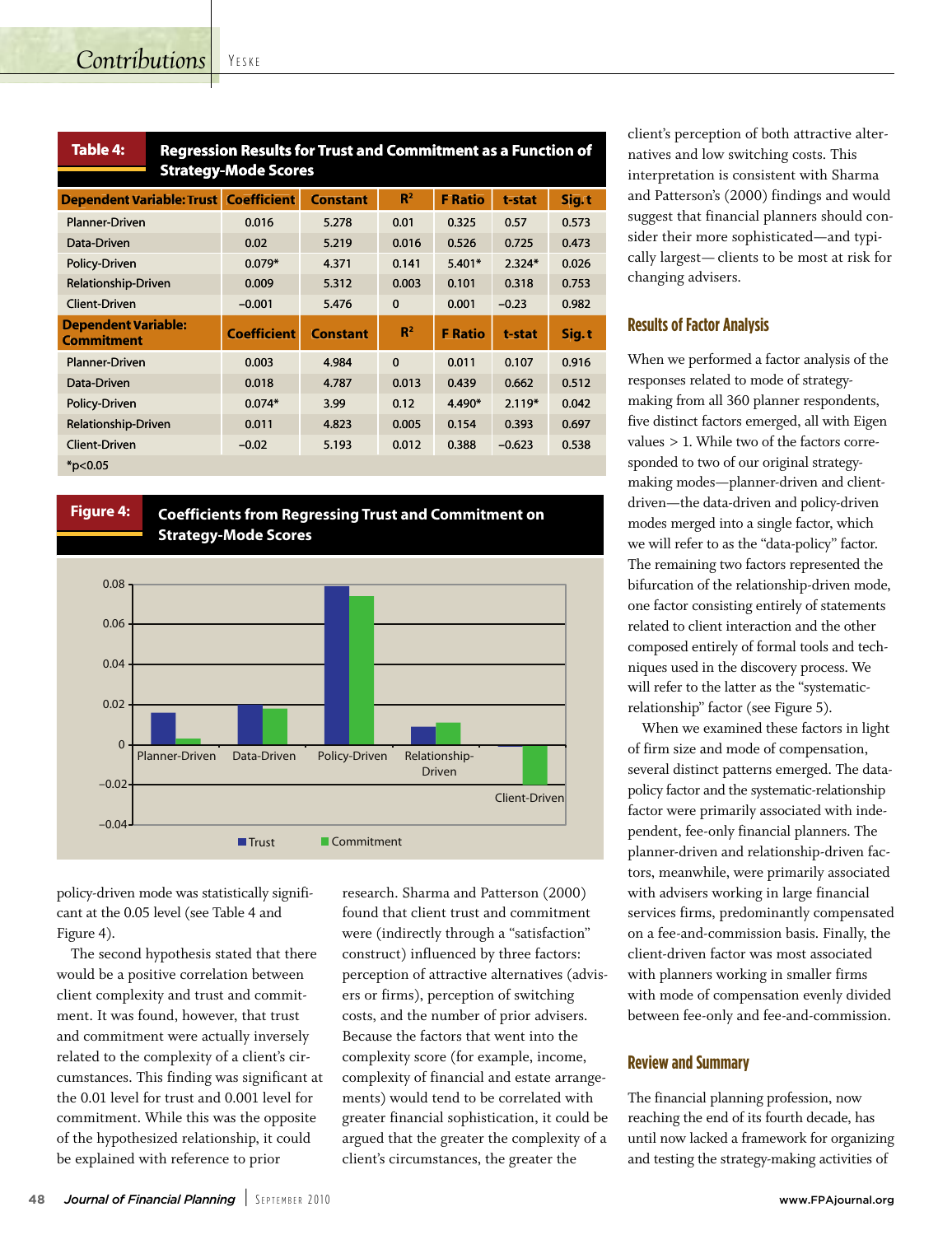**Table 4: Regression Results for Trust and Commitment as a Function of Strategy-Mode Scores**

| Dependent Variable: Trust | Coefficient | Constant | $R^2$ | F Ratio | t-stat | Sig. t |
|---|---|---|---|---|---|---|
| Planner-Driven | 0.016 | 5.278 | 0.01 | 0.325 | 0.57 | 0.573 |
| Data-Driven | 0.02 | 5.219 | 0.016 | 0.526 | 0.725 | 0.473 |
| Policy-Driven | 0.079* | 4.371 | 0.141 | 5.401* | 2.324* | 0.026 |
| Relationship-Driven | 0.009 | 5.312 | 0.003 | 0.101 | 0.318 | 0.753 |
| Client-Driven | −0.001 | 5.476 | 0 | 0.001 | −0.23 | 0.982 |
| **Dependent Variable: Commitment** | **Coefficient** | **Constant** | **$R^2$** | **F Ratio** | **t-stat** | **Sig. t** |
| Planner-Driven | 0.003 | 4.984 | 0 | 0.011 | 0.107 | 0.916 |
| Data-Driven | 0.018 | 4.787 | 0.013 | 0.439 | 0.662 | 0.512 |
| Policy-Driven | 0.074* | 3.99 | 0.12 | 4.490* | 2.119* | 0.042 |
| Relationship-Driven | 0.011 | 4.823 | 0.005 | 0.154 | 0.393 | 0.697 |
| Client-Driven | −0.02 | 5.193 | 0.012 | 0.388 | −0.623 | 0.538 |

*$p<0.05$

**Figure 4: Coefficients from Regressing Trust and Commitment on Strategy-Mode Scores**

policy-driven mode was statistically significant at the 0.05 level (see Table 4 and Figure 4).

The second hypothesis stated that there would be a positive correlation between client complexity and trust and commitment. It was found, however, that trust and commitment were actually inversely related to the complexity of a client's circumstances. This finding was significant at the 0.01 level for trust and 0.001 level for commitment. While this was the opposite of the hypothesized relationship, it could be explained with reference to prior research. Sharma and Patterson (2000) found that client trust and commitment were (indirectly through a "satisfaction" construct) influenced by three factors: perception of attractive alternatives (advisers or firms), perception of switching costs, and the number of prior advisers. Because the factors that went into the complexity score (for example, income, complexity of financial and estate arrangements) would tend to be correlated with greater financial sophistication, it could be argued that the greater the complexity of a client's circumstances, the greater the client's perception of both attractive alternatives and low switching costs. This interpretation is consistent with Sharma and Patterson's (2000) findings and would suggest that financial planners should consider their more sophisticated—and typically largest— clients to be most at risk for changing advisers.

## Results of Factor Analysis

When we performed a factor analysis of the responses related to mode of strategy-making from all 360 planner respondents, five distinct factors emerged, all with Eigen values > 1. While two of the factors corresponded to two of our original strategy-making modes—planner-driven and client-driven—the data-driven and policy-driven modes merged into a single factor, which we will refer to as the "data-policy" factor. The remaining two factors represented the bifurcation of the relationship-driven mode, one factor consisting entirely of statements related to client interaction and the other composed entirely of formal tools and techniques used in the discovery process. We will refer to the latter as the "systematic-relationship" factor (see Figure 5).

When we examined these factors in light of firm size and mode of compensation, several distinct patterns emerged. The data-policy factor and the systematic-relationship factor were primarily associated with independent, fee-only financial planners. The planner-driven and relationship-driven factors, meanwhile, were primarily associated with advisers working in large financial services firms, predominantly compensated on a fee-and-commission basis. Finally, the client-driven factor was most associated with planners working in smaller firms with mode of compensation evenly divided between fee-only and fee-and-commission.

## Review and Summary

The financial planning profession, now reaching the end of its fourth decade, has until now lacked a framework for organizing and testing the strategy-making activities of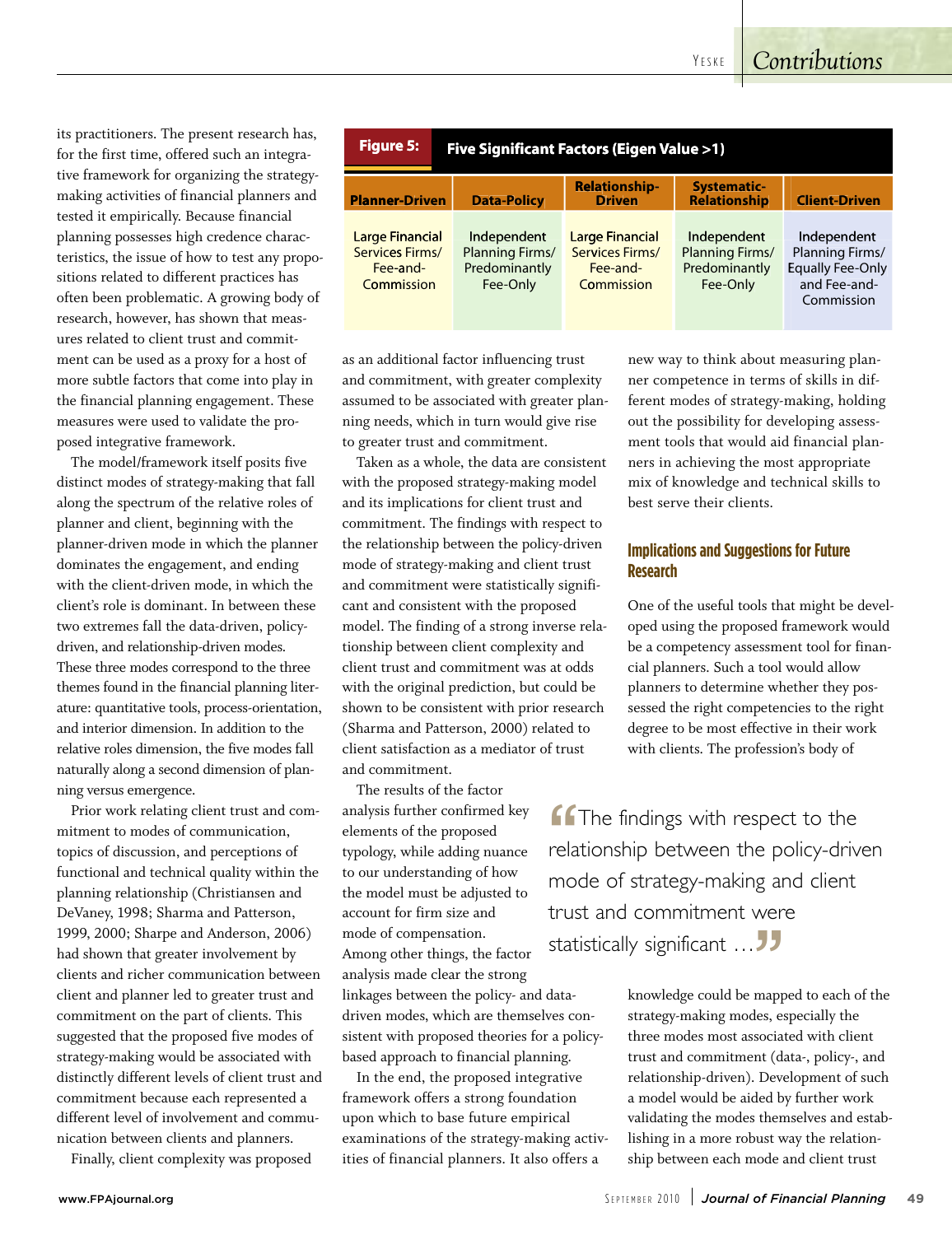its practitioners. The present research has, for the first time, offered such an integrative framework for organizing the strategy-making activities of financial planners and tested it empirically. Because financial planning possesses high credence characteristics, the issue of how to test any propositions related to different practices has often been problematic. A growing body of research, however, has shown that measures related to client trust and commitment can be used as a proxy for a host of more subtle factors that come into play in the financial planning engagement. These measures were used to validate the proposed integrative framework.

The model/framework itself posits five distinct modes of strategy-making that fall along the spectrum of the relative roles of planner and client, beginning with the planner-driven mode in which the planner dominates the engagement, and ending with the client-driven mode, in which the client's role is dominant. In between these two extremes fall the data-driven, policy-driven, and relationship-driven modes. These three modes correspond to the three themes found in the financial planning literature: quantitative tools, process-orientation, and interior dimension. In addition to the relative roles dimension, the five modes fall naturally along a second dimension of planning versus emergence.

Prior work relating client trust and commitment to modes of communication, topics of discussion, and perceptions of functional and technical quality within the planning relationship (Christiansen and DeVaney, 1998; Sharma and Patterson, 1999, 2000; Sharpe and Anderson, 2006) had shown that greater involvement by clients and richer communication between client and planner led to greater trust and commitment on the part of clients. This suggested that the proposed five modes of strategy-making would be associated with distinctly different levels of client trust and commitment because each represented a different level of involvement and communication between clients and planners.

Finally, client complexity was proposed as an additional factor influencing trust and commitment, with greater complexity assumed to be associated with greater planning needs, which in turn would give rise to greater trust and commitment.

**Figure 5: Five Significant Factors (Eigen Value >1)**

| Planner-Driven | Data-Policy | Relationship-Driven | Systematic-Relationship | Client-Driven |
|---|---|---|---|---|
| Large Financial Services Firms/ Fee-and-Commission | Independent Planning Firms/ Predominantly Fee-Only | Large Financial Services Firms/ Fee-and-Commission | Independent Planning Firms/ Predominantly Fee-Only | Independent Planning Firms/ Equally Fee-Only and Fee-and-Commission |

Taken as a whole, the data are consistent with the proposed strategy-making model and its implications for client trust and commitment. The findings with respect to the relationship between the policy-driven mode of strategy-making and client trust and commitment were statistically significant and consistent with the proposed model. The finding of a strong inverse relationship between client complexity and client trust and commitment was at odds with the original prediction, but could be shown to be consistent with prior research (Sharma and Patterson, 2000) related to client satisfaction as a mediator of trust and commitment.

The results of the factor analysis further confirmed key elements of the proposed typology, while adding nuance to our understanding of how the model must be adjusted to account for firm size and mode of compensation. Among other things, the factor analysis made clear the strong linkages between the policy- and data-driven modes, which are themselves consistent with proposed theories for a policy-based approach to financial planning.

In the end, the proposed integrative framework offers a strong foundation upon which to base future empirical examinations of the strategy-making activities of financial planners. It also offers a new way to think about measuring planner competence in terms of skills in different modes of strategy-making, holding out the possibility for developing assessment tools that would aid financial planners in achieving the most appropriate mix of knowledge and technical skills to best serve their clients.

> "The findings with respect to the relationship between the policy-driven mode of strategy-making and client trust and commitment were statistically significant …"

## Implications and Suggestions for Future Research

One of the useful tools that might be developed using the proposed framework would be a competency assessment tool for financial planners. Such a tool would allow planners to determine whether they possessed the right competencies to the right degree to be most effective in their work with clients. The profession's body of knowledge could be mapped to each of the strategy-making modes, especially the three modes most associated with client trust and commitment (data-, policy-, and relationship-driven). Development of such a model would be aided by further work validating the modes themselves and establishing in a more robust way the relationship between each mode and client trust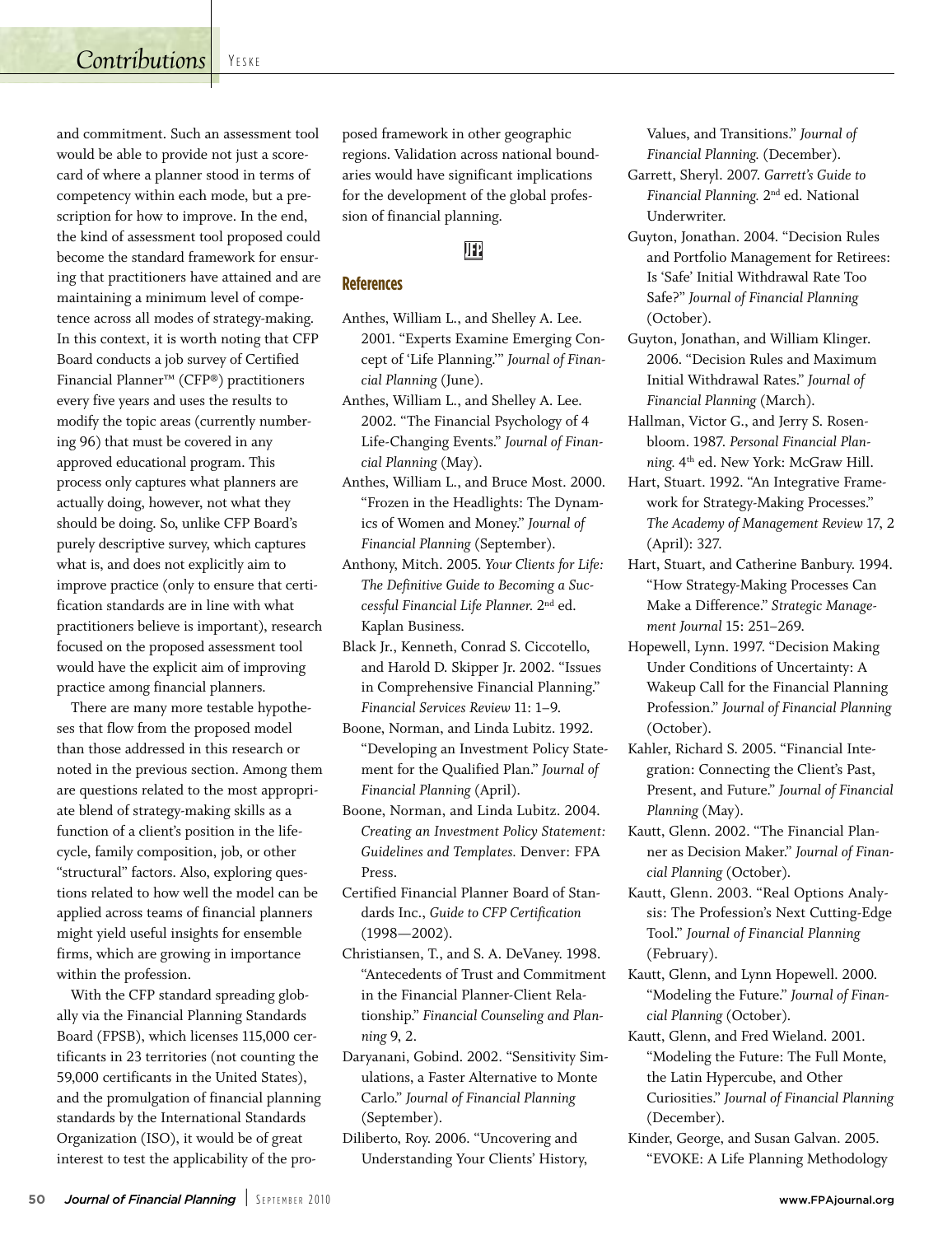and commitment. Such an assessment tool would be able to provide not just a scorecard of where a planner stood in terms of competency within each mode, but a prescription for how to improve. In the end, the kind of assessment tool proposed could become the standard framework for ensuring that practitioners have attained and are maintaining a minimum level of competence across all modes of strategy-making. In this context, it is worth noting that CFP Board conducts a job survey of Certified Financial Planner™ (CFP®) practitioners every five years and uses the results to modify the topic areas (currently numbering 96) that must be covered in any approved educational program. This process only captures what planners are actually doing, however, not what they should be doing. So, unlike CFP Board's purely descriptive survey, which captures what is, and does not explicitly aim to improve practice (only to ensure that certification standards are in line with what practitioners believe is important), research focused on the proposed assessment tool would have the explicit aim of improving practice among financial planners.

There are many more testable hypotheses that flow from the proposed model than those addressed in this research or noted in the previous section. Among them are questions related to the most appropriate blend of strategy-making skills as a function of a client's position in the lifecycle, family composition, job, or other "structural" factors. Also, exploring questions related to how well the model can be applied across teams of financial planners might yield useful insights for ensemble firms, which are growing in importance within the profession.

With the CFP standard spreading globally via the Financial Planning Standards Board (FPSB), which licenses 115,000 certificants in 23 territories (not counting the 59,000 certificants in the United States), and the promulgation of financial planning standards by the International Standards Organization (ISO), it would be of great interest to test the applicability of the proposed framework in other geographic regions. Validation across national boundaries would have significant implications for the development of the global profession of financial planning.

## References

Anthes, William L., and Shelley A. Lee. 2001. "Experts Examine Emerging Concept of 'Life Planning.'" *Journal of Financial Planning* (June).

Anthes, William L., and Shelley A. Lee. 2002. "The Financial Psychology of 4 Life-Changing Events." *Journal of Financial Planning* (May).

Anthes, William L., and Bruce Most. 2000. "Frozen in the Headlights: The Dynamics of Women and Money." *Journal of Financial Planning* (September).

Anthony, Mitch. 2005. *Your Clients for Life: The Definitive Guide to Becoming a Successful Financial Life Planner.* 2nd ed. Kaplan Business.

Black Jr., Kenneth, Conrad S. Ciccotello, and Harold D. Skipper Jr. 2002. "Issues in Comprehensive Financial Planning." *Financial Services Review* 11: 1–9.

Boone, Norman, and Linda Lubitz. 1992. "Developing an Investment Policy Statement for the Qualified Plan." *Journal of Financial Planning* (April).

Boone, Norman, and Linda Lubitz. 2004. *Creating an Investment Policy Statement: Guidelines and Templates.* Denver: FPA Press.

Certified Financial Planner Board of Standards Inc., *Guide to CFP Certification* (1998—2002).

Christiansen, T., and S. A. DeVaney. 1998. "Antecedents of Trust and Commitment in the Financial Planner-Client Relationship." *Financial Counseling and Planning* 9, 2.

Daryanani, Gobind. 2002. "Sensitivity Simulations, a Faster Alternative to Monte Carlo." *Journal of Financial Planning* (September).

Diliberto, Roy. 2006. "Uncovering and Understanding Your Clients' History, Values, and Transitions." *Journal of Financial Planning.* (December).

Garrett, Sheryl. 2007. *Garrett's Guide to Financial Planning.* 2nd ed. National Underwriter.

Guyton, Jonathan. 2004. "Decision Rules and Portfolio Management for Retirees: Is 'Safe' Initial Withdrawal Rate Too Safe?" *Journal of Financial Planning* (October).

Guyton, Jonathan, and William Klinger. 2006. "Decision Rules and Maximum Initial Withdrawal Rates." *Journal of Financial Planning* (March).

Hallman, Victor G., and Jerry S. Rosenbloom. 1987. *Personal Financial Planning.* 4th ed. New York: McGraw Hill.

Hart, Stuart. 1992. "An Integrative Framework for Strategy-Making Processes." *The Academy of Management Review* 17, 2 (April): 327.

Hart, Stuart, and Catherine Banbury. 1994. "How Strategy-Making Processes Can Make a Difference." *Strategic Management Journal* 15: 251–269.

Hopewell, Lynn. 1997. "Decision Making Under Conditions of Uncertainty: A Wakeup Call for the Financial Planning Profession." *Journal of Financial Planning* (October).

Kahler, Richard S. 2005. "Financial Integration: Connecting the Client's Past, Present, and Future." *Journal of Financial Planning* (May).

Kautt, Glenn. 2002. "The Financial Planner as Decision Maker." *Journal of Financial Planning* (October).

Kautt, Glenn. 2003. "Real Options Analysis: The Profession's Next Cutting-Edge Tool." *Journal of Financial Planning* (February).

Kautt, Glenn, and Lynn Hopewell. 2000. "Modeling the Future." *Journal of Financial Planning* (October).

Kautt, Glenn, and Fred Wieland. 2001. "Modeling the Future: The Full Monte, the Latin Hypercube, and Other Curiosities." *Journal of Financial Planning* (December).

Kinder, George, and Susan Galvan. 2005. "EVOKE: A Life Planning Methodology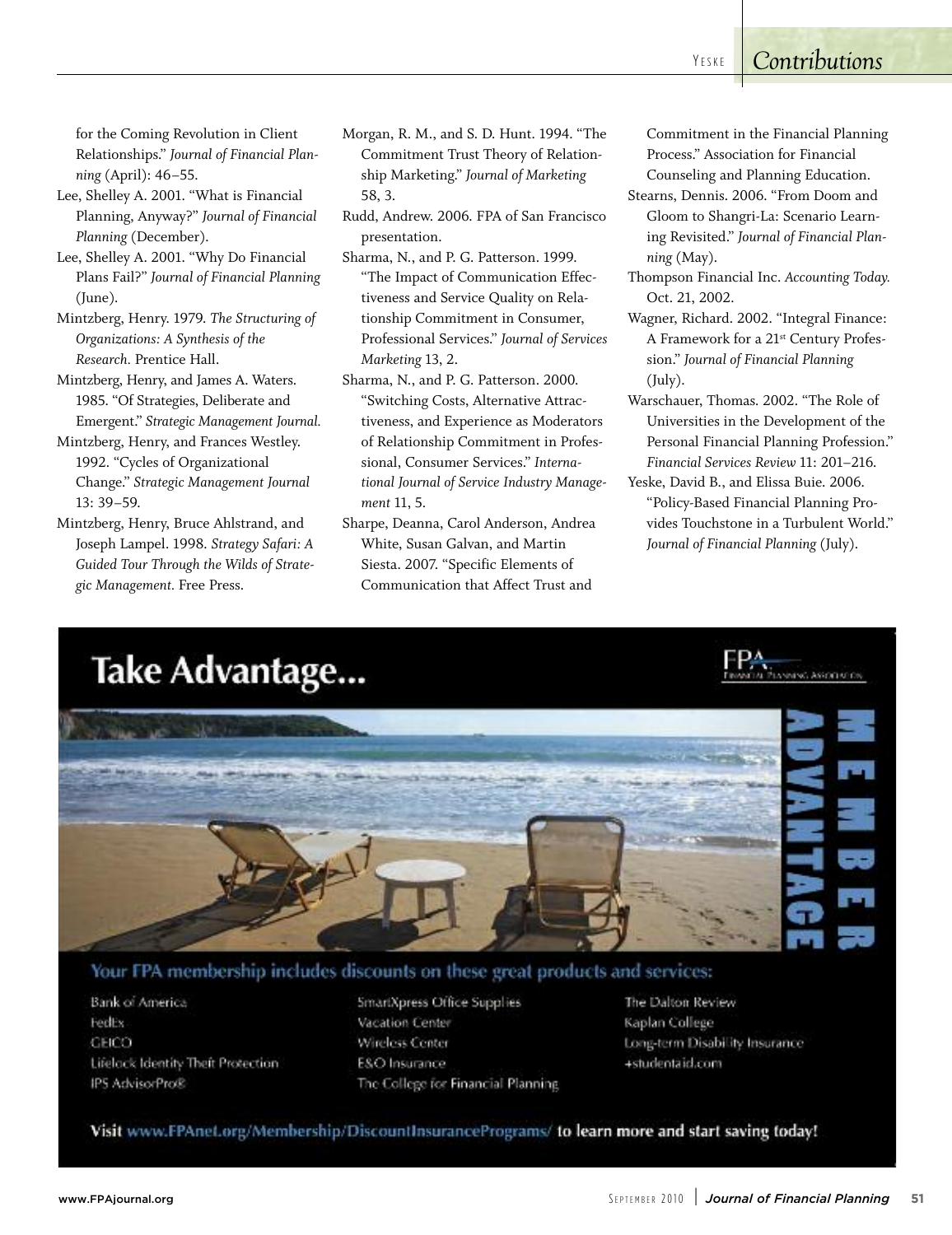for the Coming Revolution in Client Relationships." *Journal of Financial Planning* (April): 46–55.

Lee, Shelley A. 2001. "What is Financial Planning, Anyway?" *Journal of Financial Planning* (December).

Lee, Shelley A. 2001. "Why Do Financial Plans Fail?" *Journal of Financial Planning* (June).

Mintzberg, Henry. 1979. *The Structuring of Organizations: A Synthesis of the Research.* Prentice Hall.

Mintzberg, Henry, and James A. Waters. 1985. "Of Strategies, Deliberate and Emergent." *Strategic Management Journal.*

Mintzberg, Henry, and Frances Westley. 1992. "Cycles of Organizational Change." *Strategic Management Journal* 13: 39–59.

Mintzberg, Henry, Bruce Ahlstrand, and Joseph Lampel. 1998. *Strategy Safari: A Guided Tour Through the Wilds of Strategic Management.* Free Press.

Morgan, R. M., and S. D. Hunt. 1994. "The Commitment Trust Theory of Relationship Marketing." *Journal of Marketing* 58, 3.

Rudd, Andrew. 2006. FPA of San Francisco presentation.

Sharma, N., and P. G. Patterson. 1999. "The Impact of Communication Effectiveness and Service Quality on Relationship Commitment in Consumer, Professional Services." *Journal of Services Marketing* 13, 2.

Sharma, N., and P. G. Patterson. 2000. "Switching Costs, Alternative Attractiveness, and Experience as Moderators of Relationship Commitment in Professional, Consumer Services." *International Journal of Service Industry Management* 11, 5.

Sharpe, Deanna, Carol Anderson, Andrea White, Susan Galvan, and Martin Siesta. 2007. "Specific Elements of Communication that Affect Trust and Commitment in the Financial Planning Process." Association for Financial Counseling and Planning Education.

Stearns, Dennis. 2006. "From Doom and Gloom to Shangri-La: Scenario Learning Revisited." *Journal of Financial Planning* (May).

Thompson Financial Inc. *Accounting Today.* Oct. 21, 2002.

Wagner, Richard. 2002. "Integral Finance: A Framework for a 21st Century Profession." *Journal of Financial Planning* (July).

Warschauer, Thomas. 2002. "The Role of Universities in the Development of the Personal Financial Planning Profession." *Financial Services Review* 11: 201–216.

Yeske, David B., and Elissa Buie. 2006. "Policy-Based Financial Planning Provides Touchstone in a Turbulent World." *Journal of Financial Planning* (July).

# Take Advantage...

FPA Financial Planning Association

MEMBER ADVANTAGE

Your FPA membership includes discounts on these great products and services:

Bank of America
FedEx
GEICO
Lifelock Identity Theft Protection
IPS AdvisorPro®
SmartXpress Office Supplies
Vacation Center
Wireless Center
E&O Insurance
The College for Financial Planning
The Dalton Review
Kaplan College
Long-term Disability Insurance
+studentaid.com

Visit www.FPAnet.org/Membership/DiscountInsurancePrograms/ to learn more and start saving today!